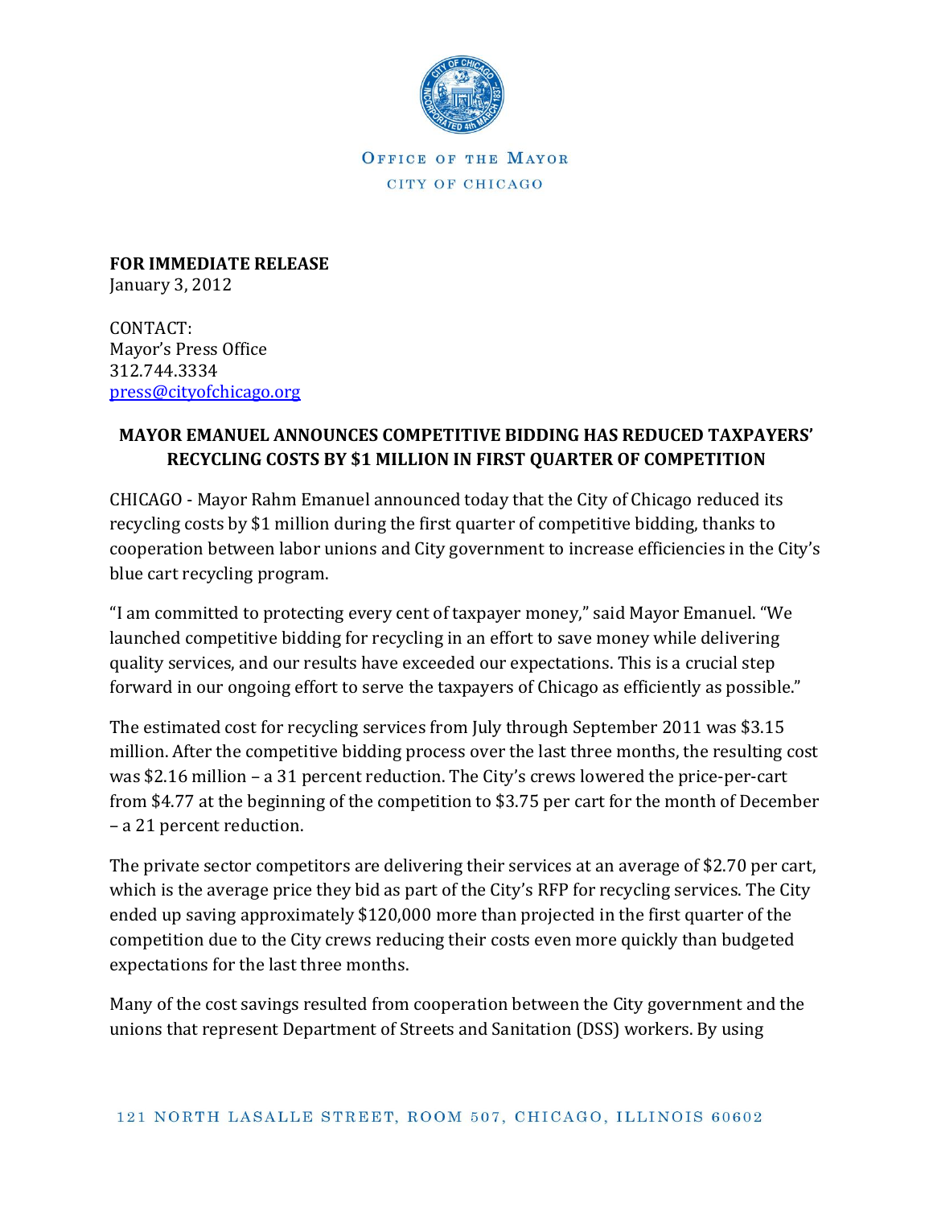OFFICE OF THE MAYOR

CITY OF CHICAGO

**FOR IMMEDIATE RELEASE**
January 3, 2012

CONTACT:
Mayor's Press Office
312.744.3334
press@cityofchicago.org

**MAYOR EMANUEL ANNOUNCES COMPETITIVE BIDDING HAS REDUCED TAXPAYERS' RECYCLING COSTS BY $1 MILLION IN FIRST QUARTER OF COMPETITION**

CHICAGO - Mayor Rahm Emanuel announced today that the City of Chicago reduced its recycling costs by $1 million during the first quarter of competitive bidding, thanks to cooperation between labor unions and City government to increase efficiencies in the City's blue cart recycling program.

"I am committed to protecting every cent of taxpayer money," said Mayor Emanuel. "We launched competitive bidding for recycling in an effort to save money while delivering quality services, and our results have exceeded our expectations. This is a crucial step forward in our ongoing effort to serve the taxpayers of Chicago as efficiently as possible."

The estimated cost for recycling services from July through September 2011 was $3.15 million. After the competitive bidding process over the last three months, the resulting cost was $2.16 million – a 31 percent reduction. The City's crews lowered the price-per-cart from $4.77 at the beginning of the competition to $3.75 per cart for the month of December – a 21 percent reduction.

The private sector competitors are delivering their services at an average of $2.70 per cart, which is the average price they bid as part of the City's RFP for recycling services. The City ended up saving approximately $120,000 more than projected in the first quarter of the competition due to the City crews reducing their costs even more quickly than budgeted expectations for the last three months.

Many of the cost savings resulted from cooperation between the City government and the unions that represent Department of Streets and Sanitation (DSS) workers. By using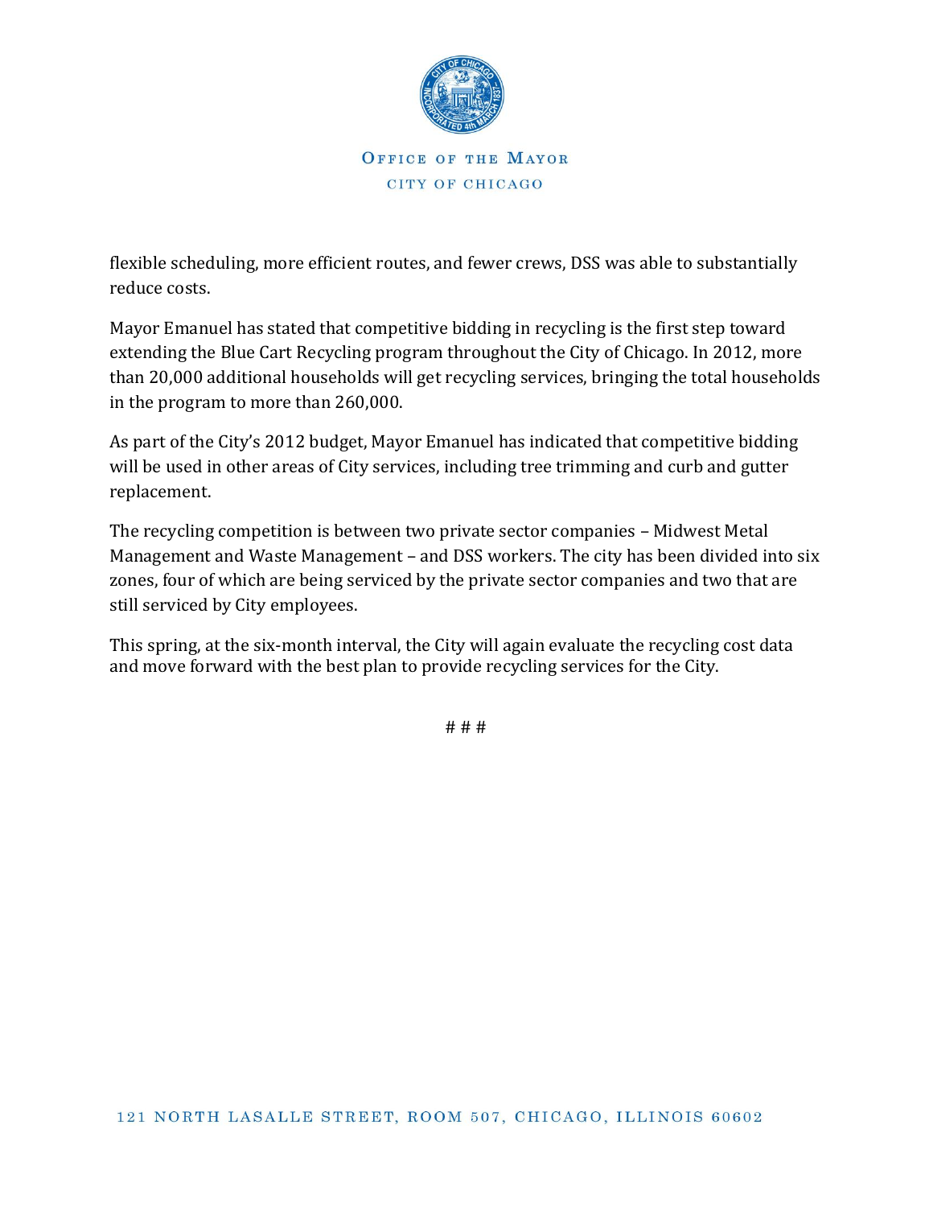flexible scheduling, more efficient routes, and fewer crews, DSS was able to substantially reduce costs.

Mayor Emanuel has stated that competitive bidding in recycling is the first step toward extending the Blue Cart Recycling program throughout the City of Chicago. In 2012, more than 20,000 additional households will get recycling services, bringing the total households in the program to more than 260,000.

As part of the City's 2012 budget, Mayor Emanuel has indicated that competitive bidding will be used in other areas of City services, including tree trimming and curb and gutter replacement.

The recycling competition is between two private sector companies – Midwest Metal Management and Waste Management – and DSS workers. The city has been divided into six zones, four of which are being serviced by the private sector companies and two that are still serviced by City employees.

This spring, at the six-month interval, the City will again evaluate the recycling cost data and move forward with the best plan to provide recycling services for the City.

# # #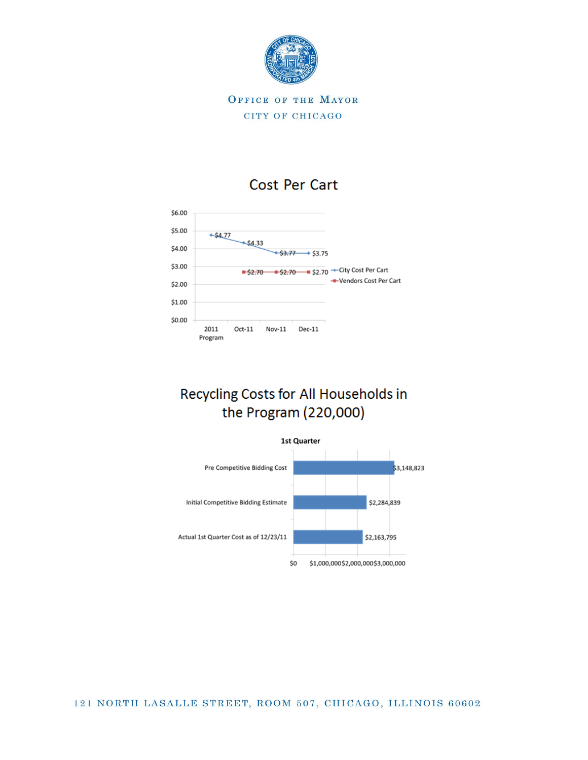Office of the Mayor

City of Chicago

## Cost Per Cart

$6.00
$5.00
$4.00
$3.00
$2.00
$1.00
$0.00

$4.77
$4.33
$3.77
$3.75
$2.70
$2.70
$2.70

2011 Program
Oct-11
Nov-11
Dec-11

City Cost Per Cart
Vendors Cost Per Cart

## Recycling Costs for All Households in the Program (220,000)

1st Quarter

Pre Competitive Bidding Cost
$3,148,823

Initial Competitive Bidding Estimate
$2,284,839

Actual 1st Quarter Cost as of 12/23/11
$2,163,795

$0
$1,000,000
$2,000,000
$3,000,000

121 North LaSalle Street, Room 507, Chicago, Illinois 60602